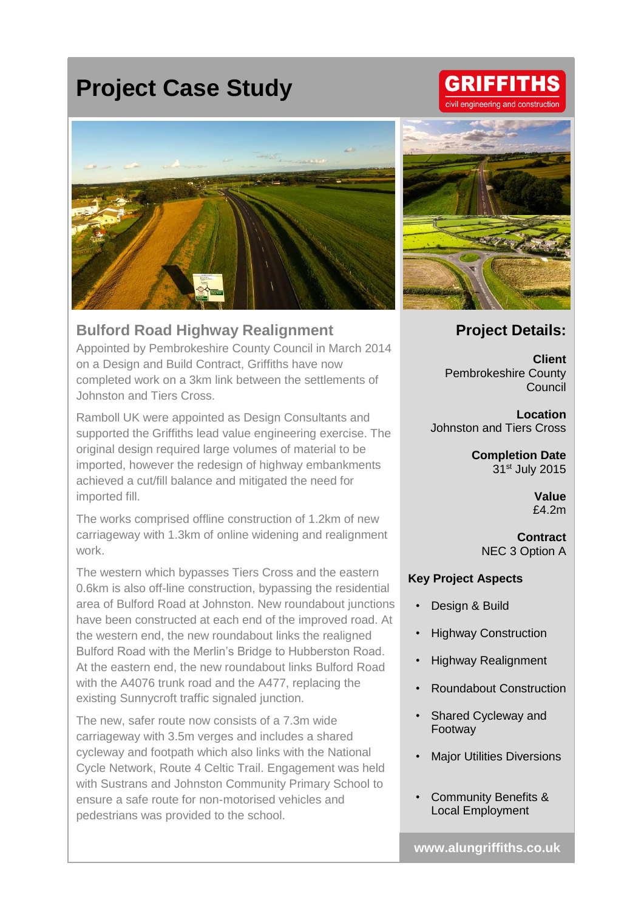# Project Case Study

GRIFFITHS
civil engineering and construction

## Bulford Road Highway Realignment

Appointed by Pembrokeshire County Council in March 2014 on a Design and Build Contract, Griffiths have now completed work on a 3km link between the settlements of Johnston and Tiers Cross.

Ramboll UK were appointed as Design Consultants and supported the Griffiths lead value engineering exercise. The original design required large volumes of material to be imported, however the redesign of highway embankments achieved a cut/fill balance and mitigated the need for imported fill.

The works comprised offline construction of 1.2km of new carriageway with 1.3km of online widening and realignment work.

The western which bypasses Tiers Cross and the eastern 0.6km is also off-line construction, bypassing the residential area of Bulford Road at Johnston. New roundabout junctions have been constructed at each end of the improved road. At the western end, the new roundabout links the realigned Bulford Road with the Merlin's Bridge to Hubberston Road. At the eastern end, the new roundabout links Bulford Road with the A4076 trunk road and the A477, replacing the existing Sunnycroft traffic signaled junction.

The new, safer route now consists of a 7.3m wide carriageway with 3.5m verges and includes a shared cycleway and footpath which also links with the National Cycle Network, Route 4 Celtic Trail. Engagement was held with Sustrans and Johnston Community Primary School to ensure a safe route for non-motorised vehicles and pedestrians was provided to the school.

## Project Details:

**Client**
Pembrokeshire County Council

**Location**
Johnston and Tiers Cross

**Completion Date**
31st July 2015

**Value**
£4.2m

**Contract**
NEC 3 Option A

### Key Project Aspects

- Design & Build
- Highway Construction
- Highway Realignment
- Roundabout Construction
- Shared Cycleway and Footway
- Major Utilities Diversions
- Community Benefits & Local Employment

www.alungriffiths.co.uk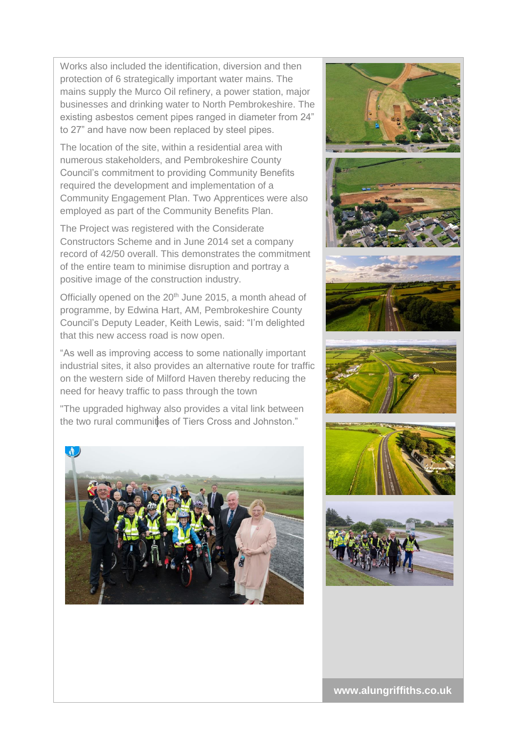Works also included the identification, diversion and then protection of 6 strategically important water mains. The mains supply the Murco Oil refinery, a power station, major businesses and drinking water to North Pembrokeshire. The existing asbestos cement pipes ranged in diameter from 24" to 27" and have now been replaced by steel pipes.

The location of the site, within a residential area with numerous stakeholders, and Pembrokeshire County Council's commitment to providing Community Benefits required the development and implementation of a Community Engagement Plan. Two Apprentices were also employed as part of the Community Benefits Plan.

The Project was registered with the Considerate Constructors Scheme and in June 2014 set a company record of 42/50 overall. This demonstrates the commitment of the entire team to minimise disruption and portray a positive image of the construction industry.

Officially opened on the 20th June 2015, a month ahead of programme, by Edwina Hart, AM, Pembrokeshire County Council's Deputy Leader, Keith Lewis, said: "I'm delighted that this new access road is now open.

"As well as improving access to some nationally important industrial sites, it also provides an alternative route for traffic on the western side of Milford Haven thereby reducing the need for heavy traffic to pass through the town

"The upgraded highway also provides a vital link between the two rural communities of Tiers Cross and Johnston."

www.alungriffiths.co.uk